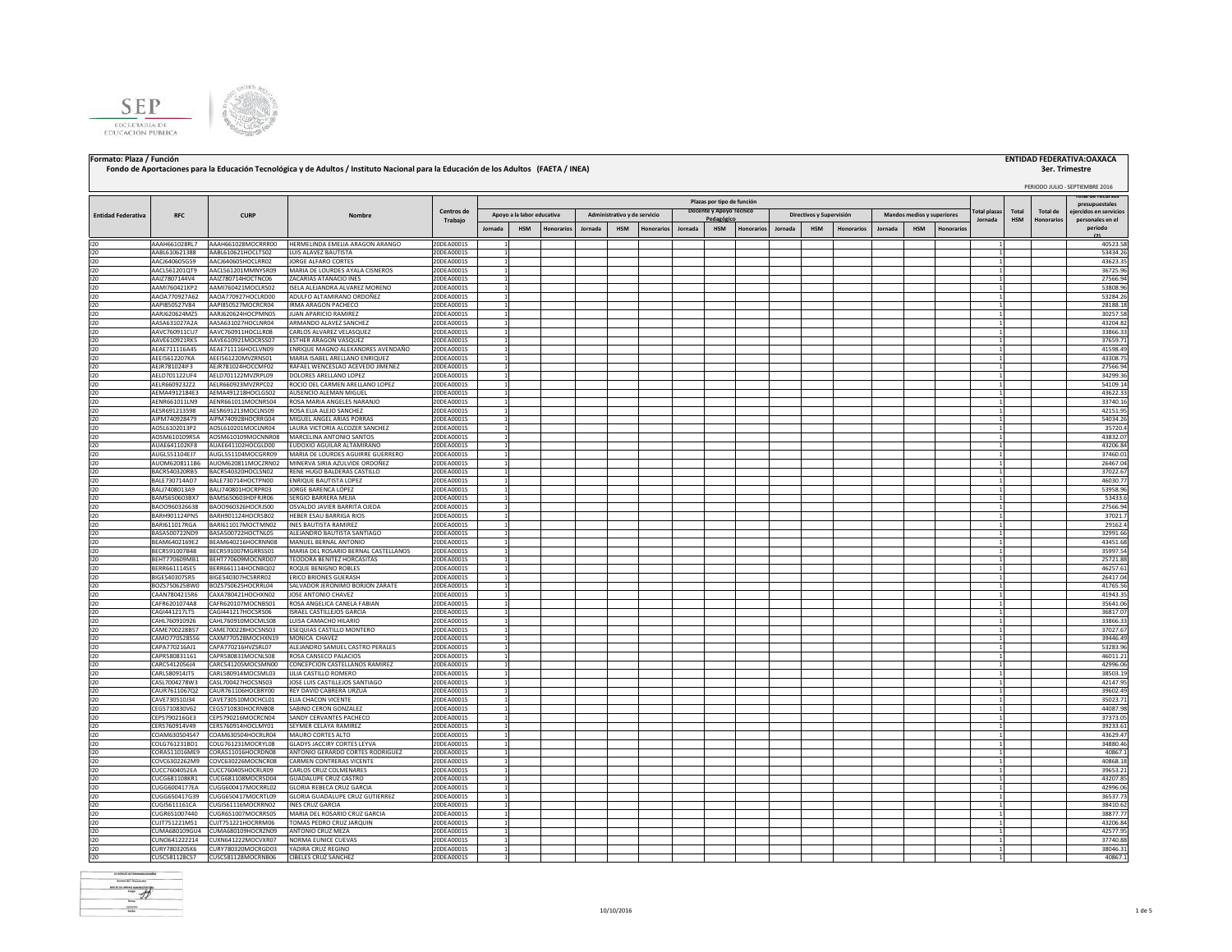**Formato: Plaza / Función**

**Fondo de Aportaciones para la Educación Tecnológica y de Adultos / Instituto Nacional para la Educación de los Adultos (FAETA / INEA)**

**ENTIDAD FEDERATIVA:OAXACA**

**3er. Trimestre**

PERIODO JULIO - SEPTIEMBRE 2016

| Entidad Federativa | RFC | CURP | Nombre | Centros de Trabajo | Plazas por tipo de función | | | | | | | | | | | | | | | Total plazas Jornada | Total HSM | Total de Honorarios | Total de recursos presupuestales ejercidos en servicios personales en el periodo (2) |
|---|---|---|---|---|---|---|---|---|---|---|---|---|---|---|---|---|---|---|---|---|---|---|---|
| | | | | | Apoyo a la labor educativa | | | Administrativo y de servicio | | | Docente y Apoyo Técnico Pedagógico | | | Directivos y Supervisión | | | Mandos medios y superiores | | | | | | |
| | | | | | Jornada | HSM | Honorarios | Jornada | HSM | Honorarios | Jornada | HSM | Honorarios | Jornada | HSM | Honorarios | Jornada | HSM | Honorarios | | | | |
| I20 | AAAH661028RL7 | AAAH661028MOCRRR00 | HERMELINDA EMELIA ARAGON ARANGO | 20DEA0001S | 1 | | | | | | | | | | | | | | | 1 | | | 40523.58 |
| I20 | AABL610621388 | AABL610621HOCLTS02 | LUIS ALAVEZ BAUTISTA | 20DEA0001S | 1 | | | | | | | | | | | | | | | 1 | | | 53434.26 |
| I20 | AACJ640605G59 | AACJ640605HOCLRR02 | JORGE ALFARO CORTES | 20DEA0001S | 1 | | | | | | | | | | | | | | | 1 | | | 43623.35 |
| I20 | AACL561201QT9 | AACL561201MMNYSR09 | MARIA DE LOURDES AYALA CISNEROS | 20DEA0001S | 1 | | | | | | | | | | | | | | | 1 | | | 36725.96 |
| I20 | AAIZ7807144V4 | AAIZ780714HOCTNC06 | ZACARIAS ATANACIO INES | 20DEA0001S | 1 | | | | | | | | | | | | | | | 1 | | | 27566.94 |
| I20 | AAMI760421KP2 | AAMI760421MOCLRS02 | ISELA ALEJANDRA ALVAREZ MORENO | 20DEA0001S | 1 | | | | | | | | | | | | | | | 1 | | | 53808.96 |
| I20 | AAOA770927A62 | AAOA770927HOCLRD00 | ADULFO ALTAMIRANO ORDOÑEZ | 20DEA0001S | 1 | | | | | | | | | | | | | | | 1 | | | 53284.26 |
| I20 | AAPI850527V84 | AAPI850527MOCRCR04 | IRMA ARAGON PACHECO | 20DEA0001S | 1 | | | | | | | | | | | | | | | 1 | | | 28188.18 |
| I20 | AARJ620624MZ5 | AARJ620624HOCPMN05 | JUAN APARICIO RAMIREZ | 20DEA0001S | 1 | | | | | | | | | | | | | | | 1 | | | 30257.58 |
| I20 | AASA631027A2A | AASA631027HOCLNR04 | ARMANDO ALAVEZ SANCHEZ | 20DEA0001S | 1 | | | | | | | | | | | | | | | 1 | | | 43204.82 |
| I20 | AAVC760911CU7 | AAVC760911HOCLLR08 | CARLOS ALVAREZ VELASQUEZ | 20DEA0001S | 1 | | | | | | | | | | | | | | | 1 | | | 33866.33 |
| I20 | AAVE610921RK5 | AAVE610921MOCRSS07 | ESTHER ARAGON VASQUEZ | 20DEA0001S | 1 | | | | | | | | | | | | | | | 1 | | | 37659.71 |
| I20 | AEAE711116A45 | AEAE711116HOCLVN09 | ENRIQUE MAGNO ALEXANDRES AVENDAÑO | 20DEA0001S | 1 | | | | | | | | | | | | | | | 1 | | | 41598.49 |
| I20 | AEEI5612207KA | AEEI561220MVZRNS01 | MARIA ISABEL ARELLANO ENRIQUEZ | 20DEA0001S | 1 | | | | | | | | | | | | | | | 1 | | | 43308.75 |
| I20 | AEJR781024IF3 | AEJR781024HOCCMF02 | RAFAEL WENCESLAO ACEVEDO JIMENEZ | 20DEA0001S | 1 | | | | | | | | | | | | | | | 1 | | | 27566.94 |
| I20 | AELD701122UF4 | AELD701122MVZRPL09 | DOLORES ARELLANO LOPEZ | 20DEA0001S | 1 | | | | | | | | | | | | | | | 1 | | | 34299.36 |
| I20 | AELR6609232Z2 | AELR660923MVZRPC02 | ROCIO DEL CARMEN ARELLANO LOPEZ | 20DEA0001S | 1 | | | | | | | | | | | | | | | 1 | | | 54109.14 |
| I20 | AEMA4912184E3 | AEMA491218HOCLGS02 | AUSENCIO ALEMAN MIGUEL | 20DEA0001S | 1 | | | | | | | | | | | | | | | 1 | | | 43622.33 |
| I20 | AENR661011LN9 | AENR661011MOCNRS04 | ROSA MARIA ANGELES NARANJO | 20DEA0001S | 1 | | | | | | | | | | | | | | | 1 | | | 33740.16 |
| I20 | AESR691213598 | AESR691213MOCLNS09 | ROSA ELIA ALEJO SANCHEZ | 20DEA0001S | 1 | | | | | | | | | | | | | | | 1 | | | 42151.95 |
| I20 | AIPM740928479 | AIPM740928HOCRRG04 | MIGUEL ANGEL ARIAS PORRAS | 20DEA0001S | 1 | | | | | | | | | | | | | | | 1 | | | 54034.26 |
| I20 | AOSL6102013P2 | AOSL610201MOCLNR04 | LAURA VICTORIA ALCOZER SANCHEZ | 20DEA0001S | 1 | | | | | | | | | | | | | | | 1 | | | 35720.4 |
| I20 | AOSM610109R5A | AOSM610109MOCNNR08 | MARCELINA ANTONIO SANTOS | 20DEA0001S | 1 | | | | | | | | | | | | | | | 1 | | | 43832.07 |
| I20 | AUAE641102KF8 | AUAE641102HOCGLD00 | EUDOXIO AGUILAR ALTAMIRANO | 20DEA0001S | 1 | | | | | | | | | | | | | | | 1 | | | 43206.84 |
| I20 | AUGL551104EJ7 | AUGL551104MOCGRR09 | MARIA DE LOURDES AGUIRRE GUERRERO | 20DEA0001S | 1 | | | | | | | | | | | | | | | 1 | | | 37460.01 |
| I20 | AUOM620811186 | AUOM620811MOCZRN02 | MINERVA SIRIA AZULVIDE ORDOÑEZ | 20DEA0001S | 1 | | | | | | | | | | | | | | | 1 | | | 26467.04 |
| I20 | BACR540320RB5 | BACR540320HOCLSN02 | RENE HUGO BALDERAS CASTILLO | 20DEA0001S | 1 | | | | | | | | | | | | | | | 1 | | | 37022.67 |
| I20 | BALE730714AD7 | BALE730714HOCTPN00 | ENRIQUE BAUTISTA LOPEZ | 20DEA0001S | 1 | | | | | | | | | | | | | | | 1 | | | 46030.77 |
| I20 | BALJ7408013A9 | BALJ740801HOCRPR03 | JORGE BARENCA LÓPEZ | 20DEA0001S | 1 | | | | | | | | | | | | | | | 1 | | | 53958.96 |
| I20 | BAMS650603BX7 | BAMS650603HDFRJR06 | SERGIO BARRERA MEJIA | 20DEA0001S | 1 | | | | | | | | | | | | | | | 1 | | | 53433.6 |
| I20 | BAOO960326638 | BAOO960326HOCRJS00 | OSVALDO JAVIER BARRITA OJEDA | 20DEA0001S | 1 | | | | | | | | | | | | | | | 1 | | | 27566.94 |
| I20 | BARH901124PN5 | BARH901124HOCRSB02 | HEBER ESAU BARRIGA RIOS | 20DEA0001S | 1 | | | | | | | | | | | | | | | 1 | | | 37021.7 |
| I20 | BARI611017RGA | BARI611017MOCTMN02 | INES BAUTISTA RAMIREZ | 20DEA0001S | 1 | | | | | | | | | | | | | | | 1 | | | 29162.4 |
| I20 | BASA500722ND9 | BASA500722HOCTNL05 | ALEJANDRO BAUTISTA SANTIAGO | 20DEA0001S | 1 | | | | | | | | | | | | | | | 1 | | | 32991.66 |
| I20 | BEAM6402169E2 | BEAM640216HOCRNN08 | MANUEL BERNAL ANTONIO | 20DEA0001S | 1 | | | | | | | | | | | | | | | 1 | | | 43451.68 |
| I20 | BECR591007B48 | BECR591007MGRRSS01 | MARIA DEL ROSARIO BERNAL CASTELLANOS | 20DEA0001S | 1 | | | | | | | | | | | | | | | 1 | | | 35997.54 |
| I20 | BEHT770609MB1 | BEHT770609MOCNRD07 | TEODORA BENITEZ HORCASITAS | 20DEA0001S | 1 | | | | | | | | | | | | | | | 1 | | | 25721.88 |
| I20 | BERR661114SE5 | BERR661114HOCNBQ02 | ROQUE BENIGNO ROBLES | 20DEA0001S | 1 | | | | | | | | | | | | | | | 1 | | | 46257.61 |
| I20 | BIGE540307SR5 | BIGE540307HCSRRR02 | ERICO BRIONES GUERASH | 20DEA0001S | 1 | | | | | | | | | | | | | | | 1 | | | 26417.04 |
| I20 | BOZS750625BW0 | BOZS750625HOCRRL04 | SALVADOR JERONIMO BORJON ZARATE | 20DEA0001S | 1 | | | | | | | | | | | | | | | 1 | | | 41765.56 |
| I20 | CAAN7804215R6 | CAXA780421HOCHXN02 | JOSE ANTONIO CHAVEZ | 20DEA0001S | 1 | | | | | | | | | | | | | | | 1 | | | 41943.35 |
| I20 | CAFR6201074A8 | CAFR620107MOCNBS01 | ROSA ANGELICA CANELA FABIAN | 20DEA0001S | 1 | | | | | | | | | | | | | | | 1 | | | 35641.06 |
| I20 | CAGI441217LT5 | CAGI441217HOCSRS06 | ISRAEL CASTILLEJOS GARCIA | 20DEA0001S | 1 | | | | | | | | | | | | | | | 1 | | | 36817.07 |
| I20 | CAHL760910926 | CAHL760910MOCMLS08 | LUISA CAMACHO HILARIO | 20DEA0001S | 1 | | | | | | | | | | | | | | | 1 | | | 33866.33 |
| I20 | CAME700228B57 | CAME700228HOCSNS03 | ESEQUIAS CASTILLO MONTERO | 20DEA0001S | 1 | | | | | | | | | | | | | | | 1 | | | 37027.67 |
| I20 | CAMO770528556 | CAXM770528MOCHXN19 | MONICA CHAVEZ | 20DEA0001S | 1 | | | | | | | | | | | | | | | 1 | | | 39446.49 |
| I20 | CAPA770216AJ1 | CAPA770216HVZSRL07 | ALEJANDRO SAMUEL CASTRO PERALES | 20DEA0001S | 1 | | | | | | | | | | | | | | | 1 | | | 53283.96 |
| I20 | CAPR580831161 | CAPR580831MOCNLS08 | ROSA CANSECO PALACIOS | 20DEA0001S | 1 | | | | | | | | | | | | | | | 1 | | | 46011.21 |
| I20 | CARC5412056J4 | CARC541205MOCSMN00 | CONCEPCION CASTELLANOS RAMIREZ | 20DEA0001S | 1 | | | | | | | | | | | | | | | 1 | | | 42996.06 |
| I20 | CARL580914JT5 | CARL580914MOCSML03 | LILIA CASTILLO ROMERO | 20DEA0001S | 1 | | | | | | | | | | | | | | | 1 | | | 38503.19 |
| I20 | CASL7004278W3 | CASL700427HOCSNS03 | JOSE LUIS CASTILLEJOS SANTIAGO | 20DEA0001S | 1 | | | | | | | | | | | | | | | 1 | | | 42147.95 |
| I20 | CAUR7611067Q2 | CAUR761106HOCBRY00 | REY DAVID CABRERA URZUA | 20DEA0001S | 1 | | | | | | | | | | | | | | | 1 | | | 39602.49 |
| I20 | CAVE730510J34 | CAVE730510MOCHCL01 | ELIA CHACON VICENTE | 20DEA0001S | 1 | | | | | | | | | | | | | | | 1 | | | 35023.71 |
| I20 | CEGS710830V62 | CEGS710830HOCRNB08 | SABINO CERON GONZALEZ | 20DEA0001S | 1 | | | | | | | | | | | | | | | 1 | | | 44087.98 |
| I20 | CEPS790216GE3 | CEPS790216MOCRCN04 | SANDY CERVANTES PACHECO | 20DEA0001S | 1 | | | | | | | | | | | | | | | 1 | | | 37373.05 |
| I20 | CERS760914V49 | CERS760914HOCLMY01 | SEYMER CELAYA RAMIREZ | 20DEA0001S | 1 | | | | | | | | | | | | | | | 1 | | | 39233.61 |
| I20 | COAM630504S47 | COAM630504HOCRLR04 | MAURO CORTES ALTO | 20DEA0001S | 1 | | | | | | | | | | | | | | | 1 | | | 43629.47 |
| I20 | COLG761231BD1 | COLG761231MOCRYL08 | GLADYS JACCIRY CORTES LEYVA | 20DEA0001S | 1 | | | | | | | | | | | | | | | 1 | | | 34880.46 |
| I20 | CORA511016ME9 | CORA511016HOCRDN08 | ANTONIO GERARDO CORTES RODRIGUEZ | 20DEA0001S | 1 | | | | | | | | | | | | | | | 1 | | | 40867.1 |
| I20 | COVC6302262M9 | COVC630226MOCNCR08 | CARMEN CONTRERAS VICENTE | 20DEA0001S | 1 | | | | | | | | | | | | | | | 1 | | | 40868.18 |
| I20 | CUCC7604052EA | CUCC760405HOCRLR09 | CARLOS CRUZ COLMENARES | 20DEA0001S | 1 | | | | | | | | | | | | | | | 1 | | | 39653.21 |
| I20 | CUCG681108KR1 | CUCG681108MOCRSD04 | GUADALUPE CRUZ CASTRO | 20DEA0001S | 1 | | | | | | | | | | | | | | | 1 | | | 43207.85 |
| I20 | CUGG6004177EA | CUGG600417MOCRRL02 | GLORIA REBECA CRUZ GARCIA | 20DEA0001S | 1 | | | | | | | | | | | | | | | 1 | | | 42996.06 |
| I20 | CUGG650417G39 | CUGG650417MOCRTL09 | GLORIA GUADALUPE CRUZ GUTIERREZ | 20DEA0001S | 1 | | | | | | | | | | | | | | | 1 | | | 36537.73 |
| I20 | CUGI561116LCA | CUGI561116MOCRRN02 | INES CRUZ GARCIA | 20DEA0001S | 1 | | | | | | | | | | | | | | | 1 | | | 38410.62 |
| I20 | CUGR651007440 | CUGR651007MOCRRS05 | MARIA DEL ROSARIO CRUZ GARCIA | 20DEA0001S | 1 | | | | | | | | | | | | | | | 1 | | | 38877.77 |
| I20 | CUJT751221MS1 | CUJT751221HOCRRM06 | TOMAS PEDRO CRUZ JARQUIN | 20DEA0001S | 1 | | | | | | | | | | | | | | | 1 | | | 43206.84 |
| I20 | CUMA680109GU4 | CUMA680109HOCRZN09 | ANTONIO CRUZ MEZA | 20DEA0001S | 1 | | | | | | | | | | | | | | | 1 | | | 42577.95 |
| I20 | CUNO641222214 | CUXN641222MOCVXR07 | NORMA EUNICE CUEVAS | 20DEA0001S | 1 | | | | | | | | | | | | | | | 1 | | | 37740.88 |
| I20 | CURY780320SK6 | CURY780320MOCRGD03 | YADIRA CRUZ REGINO | 20DEA0001S | 1 | | | | | | | | | | | | | | | 1 | | | 38046.31 |
| I20 | CUSC581128CS7 | CUSC581128MOCRNB06 | CIBELES CRUZ SANCHEZ | 20DEA0001S | 1 | | | | | | | | | | | | | | | 1 | | | 40867.1 |

10/10/2016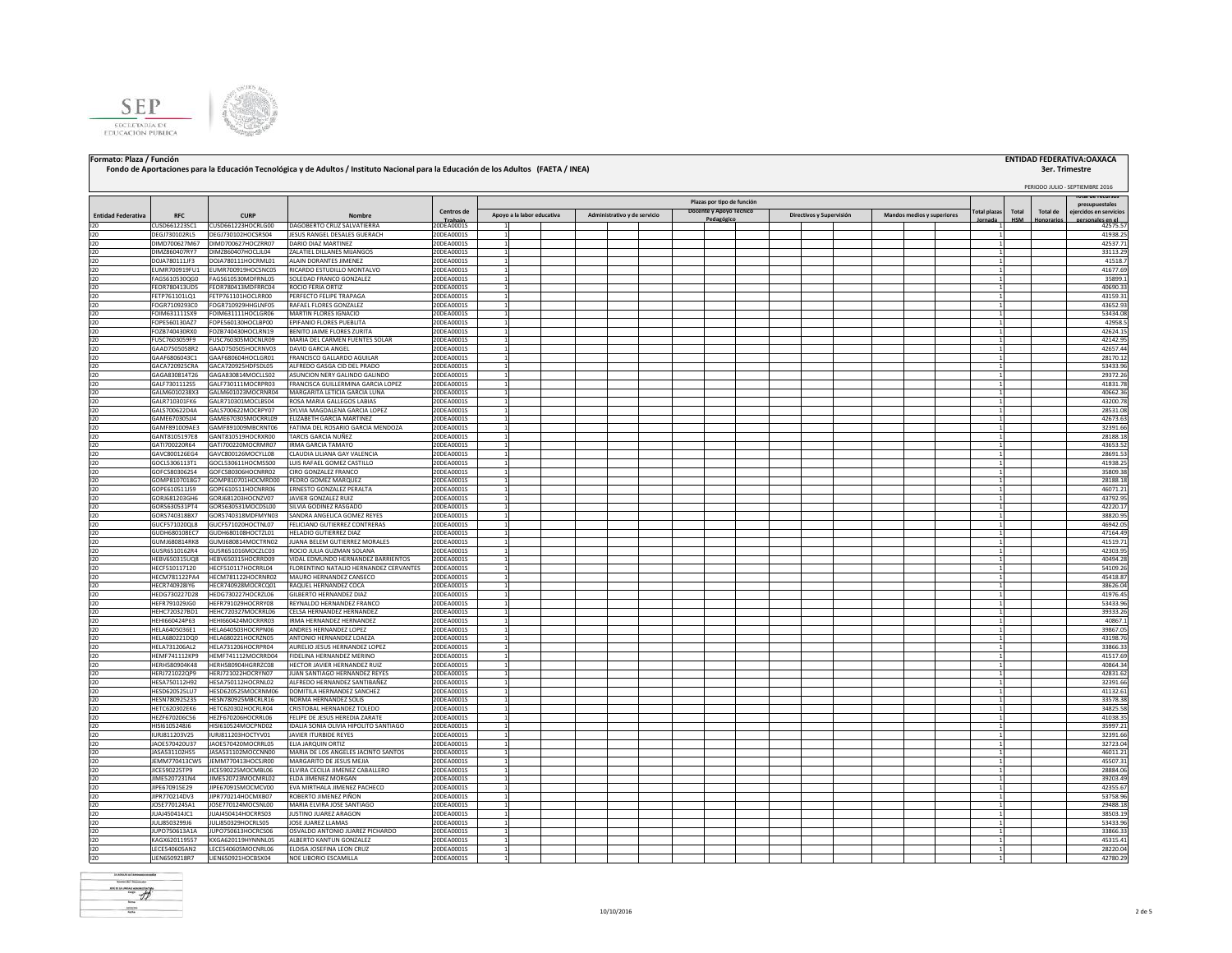**Formato: Plaza / Función**

**Fondo de Aportaciones para la Educación Tecnológica y de Adultos / Instituto Nacional para la Educación de los Adultos (FAETA / INEA)**

**ENTIDAD FEDERATIVA:OAXACA**

**3er. Trimestre**

PERIODO JULIO - SEPTIEMBRE 2016

| Entidad Federativa | RFC | CURP | Nombre | Centros de Trabajo | Plazas por tipo de función | | | | | | | | | | Total plazas Jornada | Total HSM | Total de Honorarios | Total de recursos presupuestales ejercidos en servicios personales en el |
|---|---|---|---|---|---|---|---|---|---|---|---|---|---|---|---|---|---|---|
| | | | | | Apoyo a la labor educativa | | Administrativo y de servicio | | Docente y Apoyo Técnico Pedagógico | | Directivos y Supervisión | | Mandos medios y superiores | | | | | |
| I20 | CUSD661223SC1 | CUSD661223HOCRLG00 | DAGOBERTO CRUZ SALVATIERRA | 20DEA0001S | 1 | | | | | | | | | | 1 | | | 42575.57 |
| I20 | DEGJ730102RL5 | DEGJ730102HOCSRS04 | JESUS RANGEL DESALES GUERACH | 20DEA0001S | 1 | | | | | | | | | | 1 | | | 41938.25 |
| I20 | DIMD700627M67 | DIMD700627HOCZRR07 | DARIO DIAZ MARTINEZ | 20DEA0001S | 1 | | | | | | | | | | 1 | | | 42537.71 |
| I20 | DIMZ860407RY7 | DIMZ860407HOCLJL04 | ZALATIEL DILLANES MIJANGOS | 20DEA0001S | 1 | | | | | | | | | | 1 | | | 33113.29 |
| I20 | DOJA780111JF3 | DOJA780111HOCRML01 | ALAIN DORANTES JIMENEZ | 20DEA0001S | 1 | | | | | | | | | | 1 | | | 41518.7 |
| I20 | EUMR700919FU1 | EUMR700919HOCSNC05 | RICARDO ESTUDILLO MONTALVO | 20DEA0001S | 1 | | | | | | | | | | 1 | | | 41677.69 |
| I20 | FAGS610530QG0 | FAGS610530MDFRNL05 | SOLEDAD FRANCO GONZALEZ | 20DEA0001S | 1 | | | | | | | | | | 1 | | | 35899.1 |
| I20 | FEOR780413UD5 | FEOR780413MDFRRC04 | ROCIO FERIA ORTIZ | 20DEA0001S | 1 | | | | | | | | | | 1 | | | 40690.33 |
| I20 | FETP761101LQ1 | FETP761101HOCLRR00 | PERFECTO FELIPE TRAPAGA | 20DEA0001S | 1 | | | | | | | | | | 1 | | | 43159.31 |
| I20 | FOGR7109293C0 | FOGR710929HHGLNF05 | RAFAEL FLORES GONZALEZ | 20DEA0001S | 1 | | | | | | | | | | 1 | | | 43652.93 |
| I20 | FOIM631111SX9 | FOIM631111HOCLGR06 | MARTIN FLORES IGNACIO | 20DEA0001S | 1 | | | | | | | | | | 1 | | | 53434.08 |
| I20 | FOPE560130AZ7 | FOPE560130HOCLBP00 | EPIFANIO FLORES PUEBLITA | 20DEA0001S | 1 | | | | | | | | | | 1 | | | 42958.5 |
| I20 | FOZB740430RX0 | FOZB740430HOCLRN19 | BENITO JAIME FLORES ZURITA | 20DEA0001S | 1 | | | | | | | | | | 1 | | | 42624.15 |
| I20 | FUSC7603059F9 | FUSC760305MOCNLR09 | MARIA DEL CARMEN FUENTES SOLAR | 20DEA0001S | 1 | | | | | | | | | | 1 | | | 42142.95 |
| I20 | GAAD7505058R2 | GAAD750505HOCRNV03 | DAVID GARCIA ANGEL | 20DEA0001S | 1 | | | | | | | | | | 1 | | | 42657.44 |
| I20 | GAAF6806043C1 | GAAF680604HOCLGR01 | FRANCISCO GALLARDO AGUILAR | 20DEA0001S | 1 | | | | | | | | | | 1 | | | 28170.12 |
| I20 | GACA720925CRA | GACA720925HDFSDL05 | ALFREDO GASGA CID DEL PRADO | 20DEA0001S | 1 | | | | | | | | | | 1 | | | 53433.96 |
| I20 | GAGA830814T26 | GAGA830814MOCLLS02 | ASUNCION NERY GALINDO GALINDO | 20DEA0001S | 1 | | | | | | | | | | 1 | | | 29372.26 |
| I20 | GALF7301112S5 | GALF730111MOCRPR03 | FRANCISCA GUILLERMINA GARCIA LOPEZ | 20DEA0001S | 1 | | | | | | | | | | 1 | | | 41831.78 |
| I20 | GALM6010238X3 | GALM601023MOCRNR04 | MARGARITA LETICIA GARCIA LUNA | 20DEA0001S | 1 | | | | | | | | | | 1 | | | 40662.36 |
| I20 | GALR710301FK6 | GALR710301MOCLBS04 | ROSA MARIA GALLEGOS LABIAS | 20DEA0001S | 1 | | | | | | | | | | 1 | | | 43200.78 |
| I20 | GALS700622D4A | GALS700622MOCRPY07 | SYLVIA MAGDALENA GARCIA LOPEZ | 20DEA0001S | 1 | | | | | | | | | | 1 | | | 28531.08 |
| I20 | GAME670305JJ4 | GAME670305MOCRRL09 | ELIZABETH GARCIA MARTINEZ | 20DEA0001S | 1 | | | | | | | | | | 1 | | | 42673.63 |
| I20 | GAMF891009AE3 | GAMF891009MBCRNT06 | FATIMA DEL ROSARIO GARCIA MENDOZA | 20DEA0001S | 1 | | | | | | | | | | 1 | | | 32391.66 |
| I20 | GANT8105197E8 | GANT810519HOCRXR00 | TARCIS GARCIA NUÑEZ | 20DEA0001S | 1 | | | | | | | | | | 1 | | | 28188.18 |
| I20 | GATI700220R64 | GATI700220MOCRMR07 | IRMA GARCIA TAMAYO | 20DEA0001S | 1 | | | | | | | | | | 1 | | | 43653.52 |
| I20 | GAVC800126EG4 | GAVC800126MOCYLL08 | CLAUDIA LILIANA GAY VALENCIA | 20DEA0001S | 1 | | | | | | | | | | 1 | | | 28691.53 |
| I20 | GOCL5306113T1 | GOCL530611HOCMSS00 | LUIS RAFAEL GOMEZ CASTILLO | 20DEA0001S | 1 | | | | | | | | | | 1 | | | 41938.25 |
| I20 | GOFC5803062S4 | GOFC580306HOCNRR02 | CIRO GONZALEZ FRANCO | 20DEA0001S | 1 | | | | | | | | | | 1 | | | 35809.38 |
| I20 | GOMP8107018G7 | GOMP810701HOCMRD00 | PEDRO GOMEZ MARQUEZ | 20DEA0001S | 1 | | | | | | | | | | 1 | | | 28188.18 |
| I20 | GOPE610511J59 | GOPE610511HOCNRR06 | ERNESTO GONZALEZ PERALTA | 20DEA0001S | 1 | | | | | | | | | | 1 | | | 46071.21 |
| I20 | GORJ681203GH6 | GORJ681203HOCNZV07 | JAVIER GONZALEZ RUIZ | 20DEA0001S | 1 | | | | | | | | | | 1 | | | 43792.95 |
| I20 | GORS630531PT4 | GORS630531MOCDSL00 | SILVIA GODINEZ RASGADO | 20DEA0001S | 1 | | | | | | | | | | 1 | | | 42220.17 |
| I20 | GORS740318BX7 | GORS740318MDFMYN03 | SANDRA ANGELICA GOMEZ REYES | 20DEA0001S | 1 | | | | | | | | | | 1 | | | 38820.95 |
| I20 | GUCF571020QL8 | GUCF571020HOCTNL07 | FELICIANO GUTIERREZ CONTRERAS | 20DEA0001S | 1 | | | | | | | | | | 1 | | | 46942.05 |
| I20 | GUDH680108EC7 | GUDH680108HOCTZL01 | HELADIO GUTIERREZ DIAZ | 20DEA0001S | 1 | | | | | | | | | | 1 | | | 47164.49 |
| I20 | GUMJ680814RK8 | GUMJ680814MOCTRN02 | JUANA BELEM GUTIERREZ MORALES | 20DEA0001S | 1 | | | | | | | | | | 1 | | | 41519.71 |
| I20 | GUSR6510162R4 | GUSR651016MOCZLC03 | ROCIO JULIA GUZMAN SOLANA | 20DEA0001S | 1 | | | | | | | | | | 1 | | | 42303.95 |
| I20 | HEBV650315UQ8 | HEBV650315HOCRRD09 | VIDAL EDMUNDO HERNANDEZ BARRIENTOS | 20DEA0001S | 1 | | | | | | | | | | 1 | | | 40494.28 |
| I20 | HECF510117120 | HECF510117HOCRRL04 | FLORENTINO NATALIO HERNANDEZ CERVANTES | 20DEA0001S | 1 | | | | | | | | | | 1 | | | 54109.26 |
| I20 | HECM781122PA4 | HECM781122HOCRNR02 | MAURO HERNANDEZ CANSECO | 20DEA0001S | 1 | | | | | | | | | | 1 | | | 45418.87 |
| I20 | HECR740928IY6 | HECR740928MOCRCQ01 | RAQUEL HERNANDEZ COCA | 20DEA0001S | 1 | | | | | | | | | | 1 | | | 38626.04 |
| I20 | HEDG730227D28 | HEDG730227HOCRZL06 | GILBERTO HERNANDEZ DIAZ | 20DEA0001S | 1 | | | | | | | | | | 1 | | | 41976.45 |
| I20 | HEFR791029JG0 | HEFR791029HOCRRY08 | REYNALDO HERNANDEZ FRANCO | 20DEA0001S | 1 | | | | | | | | | | 1 | | | 53433.96 |
| I20 | HEHC720327BD1 | HEHC720327MOCRRL06 | CELSA HERNANDEZ HERNANDEZ | 20DEA0001S | 1 | | | | | | | | | | 1 | | | 39333.26 |
| I20 | HEHI660424P63 | HEHI660424MOCRRR03 | IRMA HERNANDEZ HERNANDEZ | 20DEA0001S | 1 | | | | | | | | | | 1 | | | 40867.1 |
| I20 | HELA6405036E1 | HELA640503HOCRPN06 | ANDRES HERNANDEZ LOPEZ | 20DEA0001S | 1 | | | | | | | | | | 1 | | | 39867.05 |
| I20 | HELA680221DQ0 | HELA680221HOCRZN05 | ANTONIO HERNANDEZ LOAEZA | 20DEA0001S | 1 | | | | | | | | | | 1 | | | 43198.76 |
| I20 | HELA731206AL2 | HELA731206HOCRPR04 | AURELIO JESUS HERNANDEZ LOPEZ | 20DEA0001S | 1 | | | | | | | | | | 1 | | | 33866.33 |
| I20 | HEMF741112KP9 | HEMF741112MOCRRD04 | FIDELINA HERNANDEZ MERINO | 20DEA0001S | 1 | | | | | | | | | | 1 | | | 41517.69 |
| I20 | HERH580904K48 | HERH580904HGRRZC08 | HECTOR JAVIER HERNANDEZ RUIZ | 20DEA0001S | 1 | | | | | | | | | | 1 | | | 40864.34 |
| I20 | HERJ721022QP9 | HERJ721022HOCRYN07 | JUAN SANTIAGO HERNANDEZ REYES | 20DEA0001S | 1 | | | | | | | | | | 1 | | | 42831.62 |
| I20 | HESA750112H92 | HESA750112HOCRNL02 | ALFREDO HERNANDEZ SANTIBAÑEZ | 20DEA0001S | 1 | | | | | | | | | | 1 | | | 32391.66 |
| I20 | HESD620525LU7 | HESD620525MOCRNM06 | DOMITILA HERNANDEZ SANCHEZ | 20DEA0001S | 1 | | | | | | | | | | 1 | | | 41132.61 |
| I20 | HESN780925235 | HESN780925MBCRLR16 | NORMA HERNANDEZ SOLIS | 20DEA0001S | 1 | | | | | | | | | | 1 | | | 33578.38 |
| I20 | HETC620302EK6 | HETC620302HOCRLR04 | CRISTOBAL HERNANDEZ TOLEDO | 20DEA0001S | 1 | | | | | | | | | | 1 | | | 34825.58 |
| I20 | HEZF670206C56 | HEZF670206HOCRRL06 | FELIPE DE JESUS HEREDIA ZARATE | 20DEA0001S | 1 | | | | | | | | | | 1 | | | 41038.35 |
| I20 | HISI6105248J6 | HISI610524MOCPND02 | IDALIA SONIA OLIVIA HIPOLITO SANTIAGO | 20DEA0001S | 1 | | | | | | | | | | 1 | | | 35997.21 |
| I20 | IURJ811203V25 | IURJ811203HOCTYV01 | JAVIER ITURBIDE REYES | 20DEA0001S | 1 | | | | | | | | | | 1 | | | 32391.66 |
| I20 | JAOE570420U37 | JAOE570420MOCRRL05 | ELIA JARQUIN ORTIZ | 20DEA0001S | 1 | | | | | | | | | | 1 | | | 32723.04 |
| I20 | JASA531102HS5 | JASA531102MOCCNN00 | MARIA DE LOS ANGELES JACINTO SANTOS | 20DEA0001S | 1 | | | | | | | | | | 1 | | | 46011.21 |
| I20 | JEMM770413CW5 | JEMM770413HOCSJR00 | MARGARITO DE JESUS MEJIA | 20DEA0001S | 1 | | | | | | | | | | 1 | | | 45507.31 |
| I20 | JICE590225TP9 | JICE590225MOCMBL06 | ELVIRA CECILIA JIMENEZ CABALLERO | 20DEA0001S | 1 | | | | | | | | | | 1 | | | 28884.06 |
| I20 | JIME5207231N4 | JIME520723MOCMRL02 | ELDA JIMENEZ MORGAN | 20DEA0001S | 1 | | | | | | | | | | 1 | | | 39203.49 |
| I20 | JIPE670915E29 | JIPE670915MOCMCV00 | EVA MIRTHALA JIMENEZ PACHECO | 20DEA0001S | 1 | | | | | | | | | | 1 | | | 42355.67 |
| I20 | JIPR770214DV3 | JIPR770214HOCMXB07 | ROBERTO JIMENEZ PIÑON | 20DEA0001S | 1 | | | | | | | | | | 1 | | | 53758.96 |
| I20 | JOSE770124SA1 | JOSE770124MOCSNL00 | MARIA ELVIRA JOSE SANTIAGO | 20DEA0001S | 1 | | | | | | | | | | 1 | | | 29488.18 |
| I20 | JUAJ450414JC1 | JUAJ450414HOCRRS03 | JUSTINO JUAREZ ARAGON | 20DEA0001S | 1 | | | | | | | | | | 1 | | | 38503.19 |
| I20 | JULJ8503299J6 | JULJ850329HOCRLS05 | JOSE JUAREZ LLAMAS | 20DEA0001S | 1 | | | | | | | | | | 1 | | | 53433.96 |
| I20 | JUPO750613A1A | JUPO750613HOCRCS06 | OSVALDO ANTONIO JUAREZ PICHARDO | 20DEA0001S | 1 | | | | | | | | | | 1 | | | 33866.33 |
| I20 | KAGX6201195S7 | KXGA620119HYNNNL05 | ALBERTO KANTUN GONZALEZ | 20DEA0001S | 1 | | | | | | | | | | 1 | | | 45315.41 |
| I20 | LECE540605AN2 | LECE540605MOCNRL06 | ELOISA JOSEFINA LEON CRUZ | 20DEA0001S | 1 | | | | | | | | | | 1 | | | 28220.04 |
| I20 | LIEN6509218R7 | LIEN650921HOCBSX04 | NOE LIBORIO ESCAMILLA | 20DEA0001S | 1 | | | | | | | | | | 1 | | | 42780.29 |

10/10/2016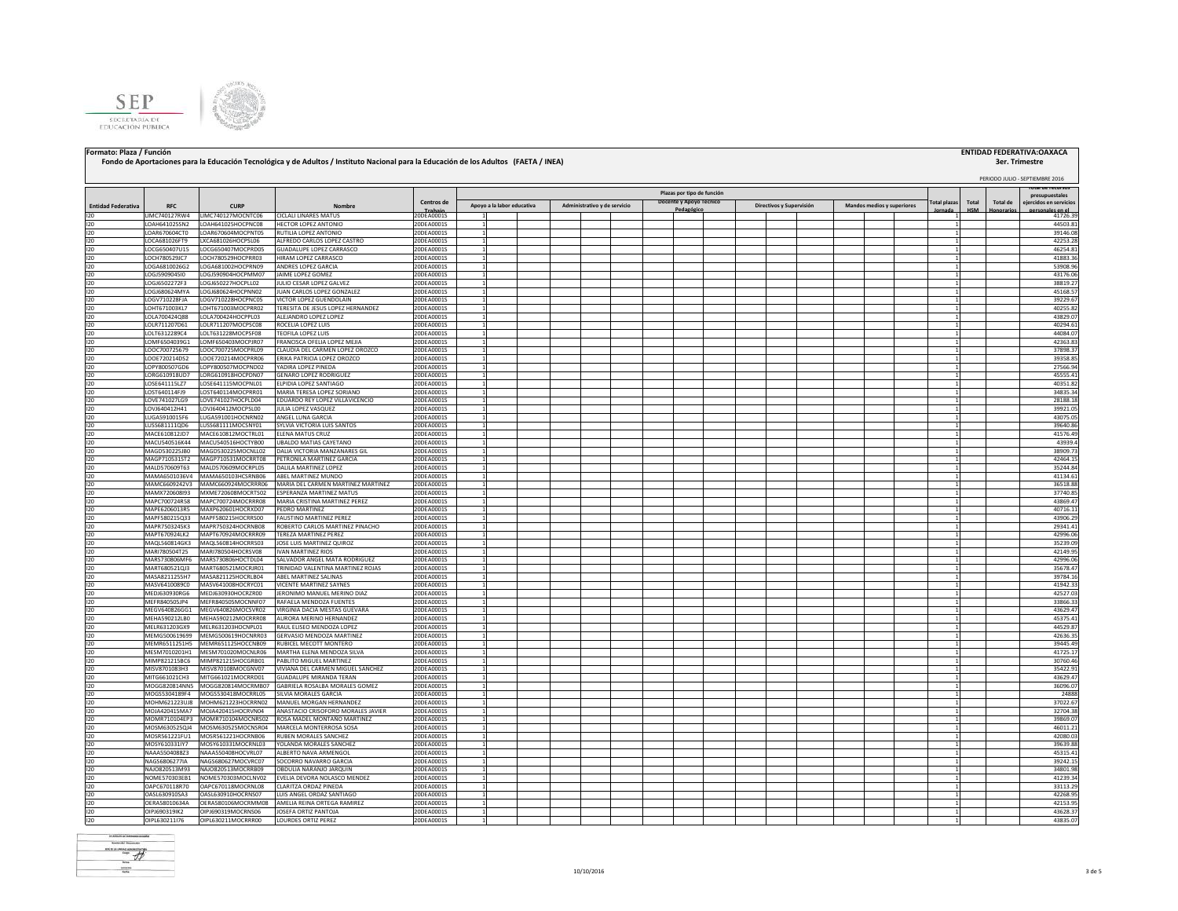**Formato: Plaza / Función**

**Fondo de Aportaciones para la Educación Tecnológica y de Adultos / Instituto Nacional para la Educación de los Adultos (FAETA / INEA)**

**ENTIDAD FEDERATIVA:OAXACA**

**3er. Trimestre**

PERIODO JULIO - SEPTIEMBRE 2016

| Entidad Federativa | RFC | CURP | Nombre | Centros de Trabajo | Apoyo a la labor educativa | | Administrativo y de servicio | | Docente y Apoyo Técnico Pedagógico | | Directivos y Supervisión | | Mandos medios y superiores | | Total plazas Jornada | Total HSM | Total de Honorarios | Total de recursos presupuestales ejercidos en servicios personales en el |
|---|---|---|---|---|---|---|---|---|---|---|---|---|---|---|---|---|---|---|
| I20 | LIMC740127RW4 | LIMC740127MOCNTC06 | CICLALI LINARES MATUS | 20DEA0001S | 1 | | | | | | | | | | 1 | | | 41726.39 |
| I20 | LOAH641025SN2 | LOAH641025HOCPNC08 | HECTOR LOPEZ ANTONIO | 20DEA0001S | 1 | | | | | | | | | | 1 | | | 44503.81 |
| I20 | LOAR670604CT0 | LOAR670604MOCPNT05 | RUTILIA LOPEZ ANTONIO | 20DEA0001S | 1 | | | | | | | | | | 1 | | | 39146.08 |
| I20 | LOCA681026FT9 | LXCA681026HOCPSL06 | ALFREDO CARLOS LOPEZ CASTRO | 20DEA0001S | 1 | | | | | | | | | | 1 | | | 42253.28 |
| I20 | LOCG650407U15 | LOCG650407MOCPRD05 | GUADALUPE LOPEZ CARRASCO | 20DEA0001S | 1 | | | | | | | | | | 1 | | | 46254.81 |
| I20 | LOCH780529JC7 | LOCH780529HOCPRR03 | HIRAM LOPEZ CARRASCO | 20DEA0001S | 1 | | | | | | | | | | 1 | | | 41883.36 |
| I20 | LOGA6810026G2 | LOGA681002HOCPRN09 | ANDRES LOPEZ GARCIA | 20DEA0001S | 1 | | | | | | | | | | 1 | | | 53908.96 |
| I20 | LOGJ5909045I0 | LOGJ590904HOCPMM07 | JAIME LOPEZ GOMEZ | 20DEA0001S | 1 | | | | | | | | | | 1 | | | 43176.06 |
| I20 | LOGJ6502272F3 | LOGJ650227HOCPLL02 | JULIO CESAR LOPEZ GALVEZ | 20DEA0001S | 1 | | | | | | | | | | 1 | | | 38819.27 |
| I20 | LOGJ680624MYA | LOGJ680624HOCPNN02 | JUAN CARLOS LOPEZ GONZALEZ | 20DEA0001S | 1 | | | | | | | | | | 1 | | | 45168.57 |
| I20 | LOGV710228FJA | LOGV710228HOCPNC05 | VICTOR LOPEZ GUENDOLAIN | 20DEA0001S | 1 | | | | | | | | | | 1 | | | 39229.67 |
| I20 | LOHT671003KL7 | LOHT671003MOCPRR02 | TERESITA DE JESUS LOPEZ HERNANDEZ | 20DEA0001S | 1 | | | | | | | | | | 1 | | | 40255.82 |
| I20 | LOLA700424Q88 | LOLA700424HOCPPL03 | ALEJANDRO LOPEZ LOPEZ | 20DEA0001S | 1 | | | | | | | | | | 1 | | | 43829.07 |
| I20 | LOLR711207D61 | LOLR711207MOCPSC08 | ROCELIA LOPEZ LUIS | 20DEA0001S | 1 | | | | | | | | | | 1 | | | 40294.61 |
| I20 | LOLT6312289C4 | LOLT631228MOCPSF08 | TEOFILA LOPEZ LUIS | 20DEA0001S | 1 | | | | | | | | | | 1 | | | 44084.07 |
| I20 | LOMF6504039G1 | LOMF650403MOCPJR07 | FRANCISCA OFELIA LOPEZ MEJIA | 20DEA0001S | 1 | | | | | | | | | | 1 | | | 42363.83 |
| I20 | LOOC700725679 | LOOC700725MOCPRL09 | CLAUDIA DEL CARMEN LOPEZ OROZCO | 20DEA0001S | 1 | | | | | | | | | | 1 | | | 37898.37 |
| I20 | LOOE720214DS2 | LOOE720214MOCPRR06 | ERIKA PATRICIA LOPEZ OROZCO | 20DEA0001S | 1 | | | | | | | | | | 1 | | | 39358.85 |
| I20 | LOPY800507GD6 | LOPY800507MOCPND02 | YADIRA LOPEZ PINEDA | 20DEA0001S | 1 | | | | | | | | | | 1 | | | 27566.94 |
| I20 | LORG610918UD7 | LORG610918HOCPDN07 | GENARO LOPEZ RODRIGUEZ | 20DEA0001S | 1 | | | | | | | | | | 1 | | | 45555.41 |
| I20 | LOSE641115LZ7 | LOSE641115MOCPNL01 | ELPIDIA LOPEZ SANTIAGO | 20DEA0001S | 1 | | | | | | | | | | 1 | | | 40351.82 |
| I20 | LOST640114FJ9 | LOST640114MOCPRR01 | MARIA TERESA LOPEZ SORIANO | 20DEA0001S | 1 | | | | | | | | | | 1 | | | 34835.34 |
| I20 | LOVE741027LG9 | LOVE741027HOCPLD04 | EDUARDO REY LOPEZ VILLAVICENCIO | 20DEA0001S | 1 | | | | | | | | | | 1 | | | 28188.18 |
| I20 | LOVJ640412H41 | LOVJ640412MOCPSL00 | JULIA LOPEZ VASQUEZ | 20DEA0001S | 1 | | | | | | | | | | 1 | | | 39921.05 |
| I20 | LUGA5910015F6 | LUGA591001HOCNRN02 | ANGEL LUNA GARCIA | 20DEA0001S | 1 | | | | | | | | | | 1 | | | 43075.05 |
| I20 | LUSS681111QD6 | LUSS681111MOCSNY01 | SYLVIA VICTORIA LUIS SANTOS | 20DEA0001S | 1 | | | | | | | | | | 1 | | | 39640.86 |
| I20 | MACE610812JD7 | MACE610812MOCTRL01 | ELENA MATUS CRUZ | 20DEA0001S | 1 | | | | | | | | | | 1 | | | 41576.49 |
| I20 | MACU540516K44 | MACU540516HOCTYB00 | UBALDO MATIAS CAYETANO | 20DEA0001S | 1 | | | | | | | | | | 1 | | | 43939.4 |
| I20 | MAGD530225JB0 | MAGD530225MOCNLL02 | DALIA VICTORIA MANZANARES GIL | 20DEA0001S | 1 | | | | | | | | | | 1 | | | 38909.73 |
| I20 | MAGP710531ST2 | MAGP710531MOCRRT08 | PETRONILA MARTINEZ GARCIA | 20DEA0001S | 1 | | | | | | | | | | 1 | | | 42464.15 |
| I20 | MALD570609T63 | MALD570609MOCRPL05 | DALILA MARTINEZ LOPEZ | 20DEA0001S | 1 | | | | | | | | | | 1 | | | 35244.84 |
| I20 | MAMA6501036V4 | MAMA650103HCSRNB06 | ABEL MARTINEZ MUNDO | 20DEA0001S | 1 | | | | | | | | | | 1 | | | 41134.61 |
| I20 | MAMC6609242V3 | MAMC660924MOCRRR06 | MARIA DEL CARMEN MARTINEZ MARTINEZ | 20DEA0001S | 1 | | | | | | | | | | 1 | | | 36518.88 |
| I20 | MAMX720608I93 | MXME720608MOCRTS02 | ESPERANZA MARTINEZ MATUS | 20DEA0001S | 1 | | | | | | | | | | 1 | | | 37740.85 |
| I20 | MAPC700724R58 | MAPC700724MOCRRR08 | MARIA CRISTINA MARTINEZ PEREZ | 20DEA0001S | 1 | | | | | | | | | | 1 | | | 43869.47 |
| I20 | MAPE6206013R5 | MAXP620601HOCRXD07 | PEDRO MARTINEZ | 20DEA0001S | 1 | | | | | | | | | | 1 | | | 40716.11 |
| I20 | MAPF580215Q33 | MAPF580215HOCRRS00 | FAUSTINO MARTINEZ PEREZ | 20DEA0001S | 1 | | | | | | | | | | 1 | | | 43906.29 |
| I20 | MAPR7503245K3 | MAPR750324HOCRNB08 | ROBERTO CARLOS MARTINEZ PINACHO | 20DEA0001S | 1 | | | | | | | | | | 1 | | | 29341.41 |
| I20 | MAPT670924LK2 | MAPT670924MOCRRR09 | TEREZA MARTINEZ PEREZ | 20DEA0001S | 1 | | | | | | | | | | 1 | | | 42996.06 |
| I20 | MAQL560814GK3 | MAQL560814HOCRRS03 | JOSE LUIS MARTINEZ QUIROZ | 20DEA0001S | 1 | | | | | | | | | | 1 | | | 35239.09 |
| I20 | MARI780504T25 | MARI780504HOCRSV08 | IVAN MARTINEZ RIOS | 20DEA0001S | 1 | | | | | | | | | | 1 | | | 42149.95 |
| I20 | MARS730806MF6 | MARS730806HOCTDL04 | SALVADOR ANGEL MATA RODRIGUEZ | 20DEA0001S | 1 | | | | | | | | | | 1 | | | 42996.06 |
| I20 | MART680521QJ3 | MART680521MOCRJR01 | TRINIDAD VALENTINA MARTINEZ ROJAS | 20DEA0001S | 1 | | | | | | | | | | 1 | | | 35678.47 |
| I20 | MASA8211255H7 | MASA821125HOCRLB04 | ABEL MARTINEZ SALINAS | 20DEA0001S | 1 | | | | | | | | | | 1 | | | 39784.16 |
| I20 | MASV641008J9C0 | MASV641008HOCRYC01 | VICENTE MARTINEZ SAYNES | 20DEA0001S | 1 | | | | | | | | | | 1 | | | 41942.33 |
| I20 | MEDJ630930RG6 | MEDJ630930HOCRZR00 | JERONIMO MANUEL MERINO DIAZ | 20DEA0001S | 1 | | | | | | | | | | 1 | | | 42527.03 |
| I20 | MEFR840505JP4 | MEFR840505MOCNNF07 | RAFAELA MENDOZA FUENTES | 20DEA0001S | 1 | | | | | | | | | | 1 | | | 33866.33 |
| I20 | MEGV640826GG1 | MEGV640826MOCSVR02 | VIRGINIA DACIA MESTAS GUEVARA | 20DEA0001S | 1 | | | | | | | | | | 1 | | | 43629.47 |
| I20 | MEHA590212LB0 | MEHA590212MOCRRR08 | AURORA MERINO HERNANDEZ | 20DEA0001S | 1 | | | | | | | | | | 1 | | | 45375.41 |
| I20 | MELR631203GX9 | MELR631203HOCNPL01 | RAUL ELISEO MENDOZA LOPEZ | 20DEA0001S | 1 | | | | | | | | | | 1 | | | 44529.87 |
| I20 | MEMG500619699 | MEMG500619HOCNRR03 | GERVASIO MENDOZA MARTINEZ | 20DEA0001S | 1 | | | | | | | | | | 1 | | | 42636.35 |
| I20 | MEMR6511251H5 | MEMR651125HOCCNB09 | RUBICEL MECOTT MONTERO | 20DEA0001S | 1 | | | | | | | | | | 1 | | | 39445.49 |
| I20 | MESM7010201H1 | MESM701020MOCNLR06 | MARTHA ELENA MENDOZA SILVA | 20DEA0001S | 1 | | | | | | | | | | 1 | | | 41725.17 |
| I20 | MIMP821215BC6 | MIMP821215HOCGRB01 | PABLITO MIGUEL MARTINEZ | 20DEA0001S | 1 | | | | | | | | | | 1 | | | 30760.46 |
| I20 | MISV8701083H3 | MISV870108MOCGNV07 | VIVIANA DEL CARMEN MIGUEL SANCHEZ | 20DEA0001S | 1 | | | | | | | | | | 1 | | | 35422.91 |
| I20 | MITG661021CH3 | MITG661021MOCRRD01 | GUADALUPE MIRANDA TERAN | 20DEA0001S | 1 | | | | | | | | | | 1 | | | 43629.47 |
| I20 | MOGG820814NN5 | MOGG820814MOCRMB07 | GABRIELA ROSALBA MORALES GOMEZ | 20DEA0001S | 1 | | | | | | | | | | 1 | | | 36096.07 |
| I20 | MOGS5304189F4 | MOGS530418MOCRRL05 | SILVIA MORALES GARCIA | 20DEA0001S | 1 | | | | | | | | | | 1 | | | 24888 |
| I20 | MOHM621223UJ8 | MOHM621223HOCRRN02 | MANUEL MORGAN HERNANDEZ | 20DEA0001S | 1 | | | | | | | | | | 1 | | | 37022.67 |
| I20 | MOJA420415MA7 | MOJA420415HOCRVN04 | ANASTACIO CRISOFORO MORALES JAVIER | 20DEA0001S | 1 | | | | | | | | | | 1 | | | 32704.38 |
| I20 | MOMR710104EP3 | MOMR710104MOCNRS02 | ROSA MADEL MONTAÑO MARTINEZ | 20DEA0001S | 1 | | | | | | | | | | 1 | | | 39869.07 |
| I20 | MOSM630525QJ4 | MOSM630525MOCNSR04 | MARCELA MONTERROSA SOSA | 20DEA0001S | 1 | | | | | | | | | | 1 | | | 46011.21 |
| I20 | MOSR561221FU1 | MOSR561221HOCRNB06 | RUBEN MORALES SANCHEZ | 20DEA0001S | 1 | | | | | | | | | | 1 | | | 42080.03 |
| I20 | MOSY610331IY7 | MOSY610331MOCRNL03 | YOLANDA MORALES SANCHEZ | 20DEA0001S | 1 | | | | | | | | | | 1 | | | 39639.88 |
| I20 | NAAA5504088Z3 | NAAA550408HOCVRL07 | ALBERTO NAVA ARMENGOL | 20DEA0001S | 1 | | | | | | | | | | 1 | | | 45315.41 |
| I20 | NAGS6806277IA | NAGS680627MOCVRC07 | SOCORRO NAVARRO GARCIA | 20DEA0001S | 1 | | | | | | | | | | 1 | | | 39242.15 |
| I20 | NAJO820513M93 | NAJO820513MOCRRB09 | OBDULIA NARANJO JARQUIN | 20DEA0001S | 1 | | | | | | | | | | 1 | | | 34801.98 |
| I20 | NOME570303EB1 | NOME570303MOCLNV02 | EVELIA DEVORA NOLASCO MENDEZ | 20DEA0001S | 1 | | | | | | | | | | 1 | | | 41239.34 |
| I20 | OAPC670118R70 | OAPC670118MOCRNL08 | CLARITZA ORDAZ PINEDA | 20DEA0001S | 1 | | | | | | | | | | 1 | | | 33113.29 |
| I20 | OASL630910SA3 | OASL630910HOCRNS07 | LUIS ANGEL ORDAZ SANTIAGO | 20DEA0001S | 1 | | | | | | | | | | 1 | | | 42268.95 |
| I20 | OERA58010634A | OERA580106MOCRMM08 | AMELIA REINA ORTEGA RAMIREZ | 20DEA0001S | 1 | | | | | | | | | | 1 | | | 42153.95 |
| I20 | OIPJ690319IK2 | OIPJ690319MOCRNS06 | JOSEFA ORTIZ PANTOJA | 20DEA0001S | 1 | | | | | | | | | | 1 | | | 43628.37 |
| I20 | OIPL630211I76 | OIPL630211MOCRRR00 | LOURDES ORTIZ PEREZ | 20DEA0001S | 1 | | | | | | | | | | 1 | | | 43835.07 |

10/10/2016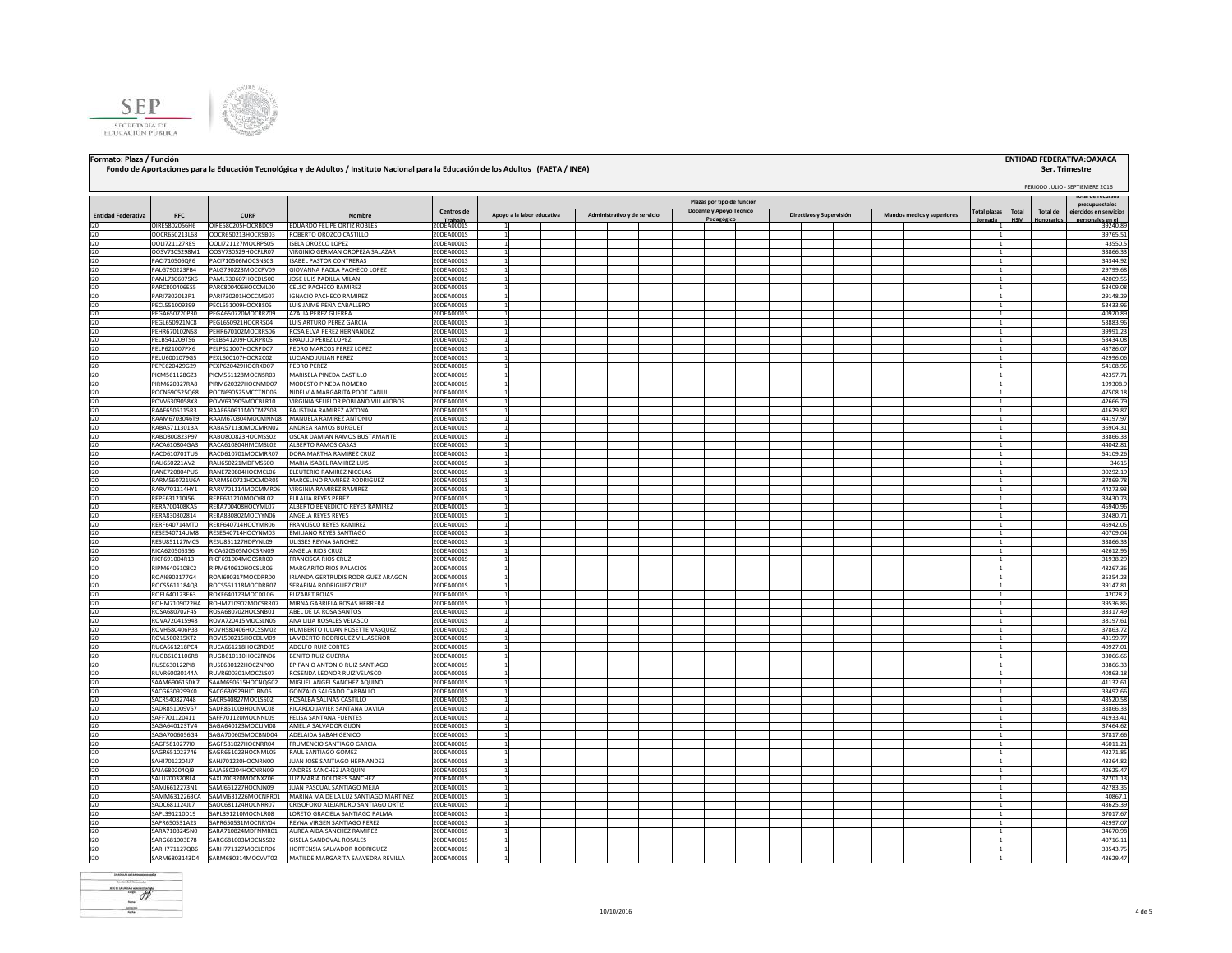**Formato: Plaza / Función**

**Fondo de Aportaciones para la Educación Tecnológica y de Adultos / Instituto Nacional para la Educación de los Adultos (FAETA / INEA)**

**ENTIDAD FEDERATIVA:OAXACA**

**3er. Trimestre**

PERIODO JULIO - SEPTIEMBRE 2016

| Entidad Federativa | RFC | CURP | Nombre | Centros de Trabajo | Plazas por tipo de función: Apoyo a la labor educativa | | | Administrativo y de servicio | | | Docente y Apoyo Técnico Pedagógico | | | Directivos y Supervisión | | | Mandos medios y superiores | | | Total plazas Jornada | Total HSM | Total de Honorarios | Total de recursos presupuestales ejercidos en servicios personales en el |
|---|---|---|---|---|---|---|---|---|---|---|---|---|---|---|---|---|---|---|---|---|---|---|---|
| I20 | OIRE5802056H6 | OIRE580205HOCRBD09 | EDUARDO FELIPE ORTIZ ROBLES | 20DEA0001S | 1 | | | | | | | | | | | | | | | 1 | | | 39240.89 |
| I20 | OOCR650213L68 | OOCR650213HOCRSB03 | ROBERTO OROZCO CASTILLO | 20DEA0001S | 1 | | | | | | | | | | | | | | | 1 | | | 39765.51 |
| I20 | OOLI721127RE9 | OOLI721127MOCRPS05 | ISELA OROZCO LOPEZ | 20DEA0001S | 1 | | | | | | | | | | | | | | | 1 | | | 43550.5 |
| I20 | OOSV7305298M1 | OOSV730529HOCRLR07 | VIRGINIO GERMAN OROPEZA SALAZAR | 20DEA0001S | 1 | | | | | | | | | | | | | | | 1 | | | 33866.33 |
| I20 | PACI710506QF6 | PACI710506MOCSNS03 | ISABEL PASTOR CONTRERAS | 20DEA0001S | 1 | | | | | | | | | | | | | | | 1 | | | 34344.92 |
| I20 | PALG790223FB4 | PALG790223MOCCPV09 | GIOVANNA PAOLA PACHECO LOPEZ | 20DEA0001S | 1 | | | | | | | | | | | | | | | 1 | | | 29799.68 |
| I20 | PAML7306075K6 | PAML730607HOCDLS00 | JOSE LUIS PADILLA MILAN | 20DEA0001S | 1 | | | | | | | | | | | | | | | 1 | | | 42009.55 |
| I20 | PARC800406ES5 | PARC800406HOCCML00 | CELSO PACHECO RAMIREZ | 20DEA0001S | 1 | | | | | | | | | | | | | | | 1 | | | 53409.08 |
| I20 | PARI7302013P1 | PARI730201HOCCMG07 | IGNACIO PACHECO RAMIREZ | 20DEA0001S | 1 | | | | | | | | | | | | | | | 1 | | | 29148.29 |
| I20 | PECL551009399 | PECL551009HOCXBS05 | LUIS JAIME PEÑA CABALLERO | 20DEA0001S | 1 | | | | | | | | | | | | | | | 1 | | | 53433.96 |
| I20 | PEGA650720P30 | PEGA650720MOCRRZ09 | AZALIA PEREZ GUERRA | 20DEA0001S | 1 | | | | | | | | | | | | | | | 1 | | | 40920.89 |
| I20 | PEGL650921NC8 | PEGL650921HOCRRS04 | LUIS ARTURO PEREZ GARCIA | 20DEA0001S | 1 | | | | | | | | | | | | | | | 1 | | | 53883.96 |
| I20 | PEHR670102NS8 | PEHR670102MOCRRS06 | ROSA ELVA PEREZ HERNANDEZ | 20DEA0001S | 1 | | | | | | | | | | | | | | | 1 | | | 39991.23 |
| I20 | PELB541209TS6 | PELB541209HOCRPR05 | BRAULIO PEREZ LOPEZ | 20DEA0001S | 1 | | | | | | | | | | | | | | | 1 | | | 53434.08 |
| I20 | PELP621007PX6 | PELP621007HOCRPD07 | PEDRO MARCOS PEREZ LOPEZ | 20DEA0001S | 1 | | | | | | | | | | | | | | | 1 | | | 43786.07 |
| I20 | PELU6001079G5 | PEXL600107HOCRXC02 | LUCIANO JULIAN PEREZ | 20DEA0001S | 1 | | | | | | | | | | | | | | | 1 | | | 42996.06 |
| I20 | PEPE620429G29 | PEXP620429HOCRXD07 | PEDRO PEREZ | 20DEA0001S | 1 | | | | | | | | | | | | | | | 1 | | | 54108.96 |
| I20 | PICM561128GZ3 | PICM561128MOCNSR03 | MARISELA PINEDA CASTILLO | 20DEA0001S | 1 | | | | | | | | | | | | | | | 1 | | | 42357.71 |
| I20 | PIRM620327RA8 | PIRM620327HOCNMD07 | MODESTO PINEDA ROMERO | 20DEA0001S | 1 | | | | | | | | | | | | | | | 1 | | | 199308.9 |
| I20 | POCN690525Q68 | POCN690525MCCTND06 | NIDELVIA MARGARITA POOT CANUL | 20DEA0001S | 1 | | | | | | | | | | | | | | | 1 | | | 47508.18 |
| I20 | POVV6309058X8 | POVV630905MOCBLR10 | VIRGINIA SELIFLOR POBLANO VILLALOBOS | 20DEA0001S | 1 | | | | | | | | | | | | | | | 1 | | | 42666.79 |
| I20 | RAAF6506115R3 | RAAF650611MOCMZS03 | FAUSTINA RAMIREZ AZCONA | 20DEA0001S | 1 | | | | | | | | | | | | | | | 1 | | | 41629.87 |
| I20 | RAAM6703046T9 | RAAM670304MOCMNN08 | MANUELA RAMIREZ ANTONIO | 20DEA0001S | 1 | | | | | | | | | | | | | | | 1 | | | 44197.97 |
| I20 | RABA5711301BA | RABA571130MOCMRN02 | ANDREA RAMOS BURGUET | 20DEA0001S | 1 | | | | | | | | | | | | | | | 1 | | | 36904.31 |
| I20 | RABO800823P97 | RABO800823HOCMSS02 | OSCAR DAMIAN RAMOS BUSTAMANTE | 20DEA0001S | 1 | | | | | | | | | | | | | | | 1 | | | 33866.33 |
| I20 | RACA610804GA3 | RACA610804HMCMSL02 | ALBERTO RAMOS CASAS | 20DEA0001S | 1 | | | | | | | | | | | | | | | 1 | | | 44042.81 |
| I20 | RACD610701TU6 | RACD610701MOCMRR07 | DORA MARTHA RAMIREZ CRUZ | 20DEA0001S | 1 | | | | | | | | | | | | | | | 1 | | | 54109.26 |
| I20 | RALI650221AV2 | RALI650221MDFMSS00 | MARIA ISABEL RAMIREZ LUIS | 20DEA0001S | 1 | | | | | | | | | | | | | | | 1 | | | 34615 |
| I20 | RANE720804PU6 | RANE720804HOCMCL06 | ELEUTERIO RAMIREZ NICOLAS | 20DEA0001S | 1 | | | | | | | | | | | | | | | 1 | | | 30292.19 |
| I20 | RARM560721U6A | RARM560721HOCMDR05 | MARCELINO RAMIREZ RODRIGUEZ | 20DEA0001S | 1 | | | | | | | | | | | | | | | 1 | | | 37869.78 |
| I20 | RARV701114HY1 | RARV701114MOCMMR06 | VIRGINIA RAMIREZ RAMIREZ | 20DEA0001S | 1 | | | | | | | | | | | | | | | 1 | | | 44273.93 |
| I20 | REPE631210J56 | REPE631210MOCYRL02 | EULALIA REYES PEREZ | 20DEA0001S | 1 | | | | | | | | | | | | | | | 1 | | | 38430.73 |
| I20 | RERA700408KA5 | RERA700408HOCYML07 | ALBERTO BENEDICTO REYES RAMIREZ | 20DEA0001S | 1 | | | | | | | | | | | | | | | 1 | | | 46940.96 |
| I20 | RERA830802814 | RERA830802MOCYYN06 | ANGELA REYES REYES | 20DEA0001S | 1 | | | | | | | | | | | | | | | 1 | | | 32480.71 |
| I20 | RERF640714MT0 | RERF640714HOCYMR06 | FRANCISCO REYES RAMIREZ | 20DEA0001S | 1 | | | | | | | | | | | | | | | 1 | | | 46942.05 |
| I20 | RESE540714UM8 | RESE540714HOCYNM03 | EMILIANO REYES SANTIAGO | 20DEA0001S | 1 | | | | | | | | | | | | | | | 1 | | | 40709.04 |
| I20 | RESU851127MC5 | RESU851127HDFYNL09 | ULISSES REYNA SANCHEZ | 20DEA0001S | 1 | | | | | | | | | | | | | | | 1 | | | 33866.33 |
| I20 | RICA620505356 | RICA620505MOCSRN09 | ANGELA RIOS CRUZ | 20DEA0001S | 1 | | | | | | | | | | | | | | | 1 | | | 42612.95 |
| I20 | RICF691004R13 | RICF691004MOCSRR00 | FRANCISCA RIOS CRUZ | 20DEA0001S | 1 | | | | | | | | | | | | | | | 1 | | | 31938.29 |
| I20 | RIPM6406108C2 | RIPM640610HOCSLR06 | MARGARITO RIOS PALACIOS | 20DEA0001S | 1 | | | | | | | | | | | | | | | 1 | | | 48267.36 |
| I20 | ROAI6903177G4 | ROAI690317MOCDRR00 | IRLANDA GERTRUDIS RODRIGUEZ ARAGON | 20DEA0001S | 1 | | | | | | | | | | | | | | | 1 | | | 35354.23 |
| I20 | ROCS5611184Q3 | ROCS561118MOCDRR07 | SERAFINA RODRIGUEZ CRUZ | 20DEA0001S | 1 | | | | | | | | | | | | | | | 1 | | | 39147.81 |
| I20 | ROEL640123E63 | ROXE640123MOCJXL06 | ELIZABET ROJAS | 20DEA0001S | 1 | | | | | | | | | | | | | | | 1 | | | 42028.2 |
| I20 | ROHM7109022HA | ROHM710902MOCSRR07 | MIRNA GABRIELA ROSAS HERRERA | 20DEA0001S | 1 | | | | | | | | | | | | | | | 1 | | | 39536.86 |
| I20 | ROSA680702F45 | ROSA680702HOCSNB01 | ABEL DE LA ROSA SANTOS | 20DEA0001S | 1 | | | | | | | | | | | | | | | 1 | | | 33317.49 |
| I20 | ROVA720415948 | ROVA720415MOCSLN05 | ANA LILIA ROSALES VELASCO | 20DEA0001S | 1 | | | | | | | | | | | | | | | 1 | | | 38197.61 |
| I20 | ROVH580406P33 | ROVH580406HOCSSM02 | HUMBERTO JULIAN ROSETTE VASQUEZ | 20DEA0001S | 1 | | | | | | | | | | | | | | | 1 | | | 37863.72 |
| I20 | ROVL500215KT2 | ROVL500215HOCDLM09 | LAMBERTO RODRIGUEZ VILLASEÑOR | 20DEA0001S | 1 | | | | | | | | | | | | | | | 1 | | | 43199.77 |
| I20 | RUCA661218PC4 | RUCA661218HOCZRD05 | ADOLFO RUIZ CORTES | 20DEA0001S | 1 | | | | | | | | | | | | | | | 1 | | | 40927.01 |
| I20 | RUGB6101106R8 | RUGB610110HOCZRN06 | BENITO RUIZ GUERRA | 20DEA0001S | 1 | | | | | | | | | | | | | | | 1 | | | 33066.66 |
| I20 | RUSE630122PI8 | RUSE630122HOCZNP00 | EPIFANIO ANTONIO RUIZ SANTIAGO | 20DEA0001S | 1 | | | | | | | | | | | | | | | 1 | | | 33866.33 |
| I20 | RUVR60030144A | RUVR600301MOCZLS07 | ROSENDA LEONOR RUIZ VELASCO | 20DEA0001S | 1 | | | | | | | | | | | | | | | 1 | | | 40863.18 |
| I20 | SAAM690615DK7 | SAAM690615HOCNQG02 | MIGUEL ANGEL SANCHEZ AQUINO | 20DEA0001S | 1 | | | | | | | | | | | | | | | 1 | | | 41132.61 |
| I20 | SACG6309299K0 | SACG630929HICLRN06 | GONZALO SALGADO CARBALLO | 20DEA0001S | 1 | | | | | | | | | | | | | | | 1 | | | 33492.66 |
| I20 | SACR540827448 | SACR540827MOCLSS02 | ROSALBA SALINAS CASTILLO | 20DEA0001S | 1 | | | | | | | | | | | | | | | 1 | | | 43520.58 |
| I20 | SADR851009V57 | SADR851009HOCNVC08 | RICARDO JAVIER SANTANA DAVILA | 20DEA0001S | 1 | | | | | | | | | | | | | | | 1 | | | 33866.33 |
| I20 | SAFF701120411 | SAFF701120MOCNNL09 | FELISA SANTANA FUENTES | 20DEA0001S | 1 | | | | | | | | | | | | | | | 1 | | | 41933.41 |
| I20 | SAGA640123TV4 | SAGA640123MOCLJM08 | AMELIA SALVADOR GIJON | 20DEA0001S | 1 | | | | | | | | | | | | | | | 1 | | | 37464.62 |
| I20 | SAGA700605GE4 | SAGA700605MOCBND04 | ADELAIDA SABAH GENICO | 20DEA0001S | 1 | | | | | | | | | | | | | | | 1 | | | 37817.66 |
| I20 | SAGF5810277I0 | SAGF581027HOCNRR04 | FRUMENCIO SANTIAGO GARCIA | 20DEA0001S | 1 | | | | | | | | | | | | | | | 1 | | | 46011.21 |
| I20 | SAGR651023746 | SAGR651023HOCNML05 | RAUL SANTIAGO GOMEZ | 20DEA0001S | 1 | | | | | | | | | | | | | | | 1 | | | 43271.85 |
| I20 | SAHJ7012204J7 | SAHJ701220HOCNRN00 | JUAN JOSE SANTIAGO HERNANDEZ | 20DEA0001S | 1 | | | | | | | | | | | | | | | 1 | | | 43364.82 |
| I20 | SAJA680204QJ9 | SAJA680204HOCNRN09 | ANDRES SANCHEZ JARQUIN | 20DEA0001S | 1 | | | | | | | | | | | | | | | 1 | | | 42625.47 |
| I20 | SALU7003208L4 | SAXL700320MOCNXZ06 | LUZ MARIA DOLORES SANCHEZ | 20DEA0001S | 1 | | | | | | | | | | | | | | | 1 | | | 37701.13 |
| I20 | SAMJ6612273N1 | SAMJ661227HOCNJN09 | JUAN PASCUAL SANTIAGO MEJIA | 20DEA0001S | 1 | | | | | | | | | | | | | | | 1 | | | 42783.35 |
| I20 | SAMM6312263CA | SAMM631226MOCNRR01 | MARINA MA DE LA LUZ SANTIAGO MARTINEZ | 20DEA0001S | 1 | | | | | | | | | | | | | | | 1 | | | 40867.1 |
| I20 | SAOC681124IL7 | SAOC681124HOCNRR07 | CRISOFORO ALEJANDRO SANTIAGO ORTIZ | 20DEA0001S | 1 | | | | | | | | | | | | | | | 1 | | | 43625.39 |
| I20 | SAPL391210D19 | SAPL391210MOCNLR08 | LORETO GRACIELA SANTIAGO PALMA | 20DEA0001S | 1 | | | | | | | | | | | | | | | 1 | | | 37017.67 |
| I20 | SAPR650531A23 | SAPR650531MOCNRY04 | REYNA VIRGEN SANTIAGO PEREZ | 20DEA0001S | 1 | | | | | | | | | | | | | | | 1 | | | 42997.07 |
| I20 | SARA7108245N0 | SARA710824MDFNMR01 | AUREA AIDA SANCHEZ RAMIREZ | 20DEA0001S | 1 | | | | | | | | | | | | | | | 1 | | | 34670.98 |
| I20 | SARG681003E78 | SARG681003MOCNSS02 | GISELA SANDOVAL ROSALES | 20DEA0001S | 1 | | | | | | | | | | | | | | | 1 | | | 40716.11 |
| I20 | SARH771127QB6 | SARH771127MOCLDR06 | HORTENSIA SALVADOR RODRIGUEZ | 20DEA0001S | 1 | | | | | | | | | | | | | | | 1 | | | 33543.75 |
| I20 | SARM6803143D4 | SARM680314MOCVVT02 | MATILDE MARGARITA SAAVEDRA REVILLA | 20DEA0001S | 1 | | | | | | | | | | | | | | | 1 | | | 43629.47 |

10/10/2016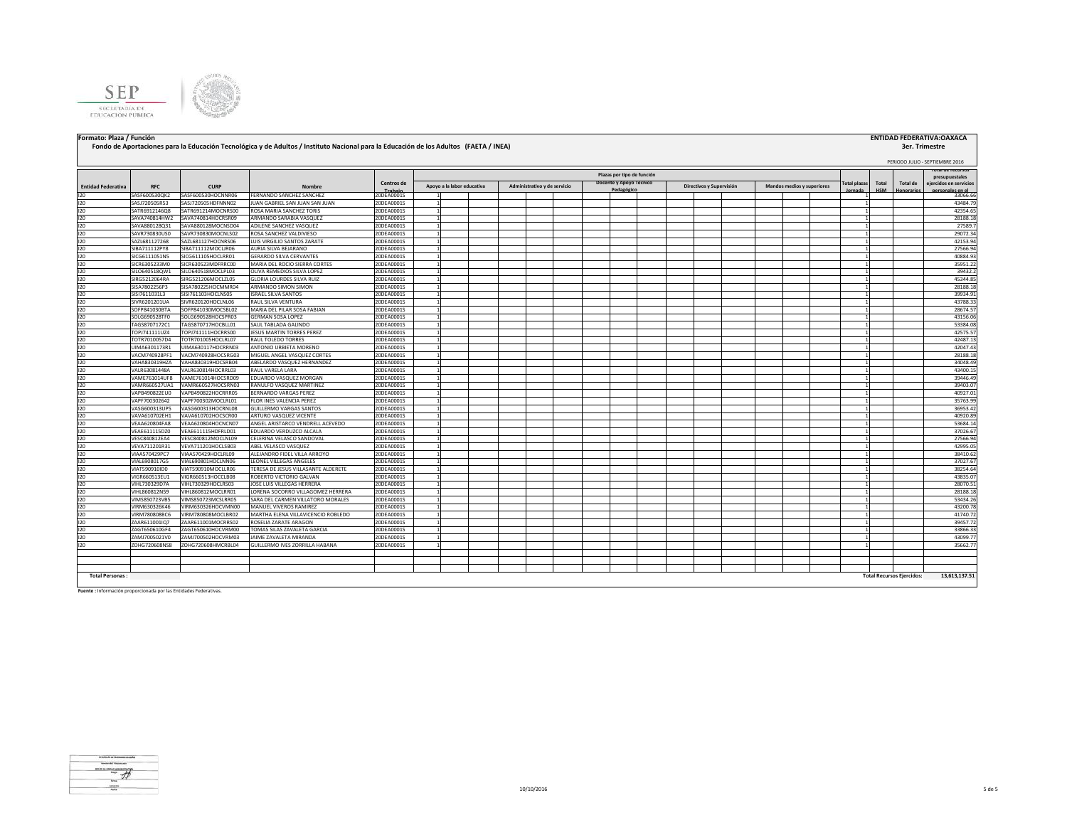**Formato: Plaza / Función**

**Fondo de Aportaciones para la Educación Tecnológica y de Adultos / Instituto Nacional para la Educación de los Adultos (FAETA / INEA)**

**ENTIDAD FEDERATIVA:OAXACA**

**3er. Trimestre**

PERIODO JULIO - SEPTIEMBRE 2016

| Entidad Federativa | RFC | CURP | Nombre | Centros de Trabajo | Plazas por tipo de función: Apoyo a la labor educativa | | | Administrativo y de servicio | | | Docente y Apoyo Técnico Pedagógico | | | Directivos y Supervisión | | | Mandos medios y superiores | | | Total plazas Jornada | Total HSM | Total de Honorarios | Total de recursos presupuestales ejercidos en servicios personales en el |
|---|---|---|---|---|---|---|---|---|---|---|---|---|---|---|---|---|---|---|---|---|---|---|---|
| I20 | SASF600530QK2 | SASF600530HOCNNR06 | FERNANDO SANCHEZ SANCHEZ | 20DEA0001S | 1 | | | | | | | | | | | | | | | 1 | | | 33066.66 |
| I20 | SASJ720505R53 | SASJ720505HDFNNN02 | JUAN GABRIEL SAN JUAN SAN JUAN | 20DEA0001S | 1 | | | | | | | | | | | | | | | 1 | | | 43484.79 |
| I20 | SATR6912146Q8 | SATR691214MOCNRS00 | ROSA MARIA SANCHEZ TORIS | 20DEA0001S | 1 | | | | | | | | | | | | | | | 1 | | | 42354.65 |
| I20 | SAVA740814HW2 | SAVA740814HOCRSR09 | ARMANDO SARABIA VASQUEZ | 20DEA0001S | 1 | | | | | | | | | | | | | | | 1 | | | 28188.18 |
| I20 | SAVA880128Q31 | SAVA880128MOCNSD04 | ADILENE SANCHEZ VASQUEZ | 20DEA0001S | 1 | | | | | | | | | | | | | | | 1 | | | 27589.7 |
| I20 | SAVR730830US0 | SAVR730830MOCNLS02 | ROSA SANCHEZ VALDIVIESO | 20DEA0001S | 1 | | | | | | | | | | | | | | | 1 | | | 29072.34 |
| I20 | SAZL681127268 | SAZL681127HOCNRS06 | LUIS VIRGILIO SANTOS ZARATE | 20DEA0001S | 1 | | | | | | | | | | | | | | | 1 | | | 42153.94 |
| I20 | SIBA711112PY8 | SIBA711112MOCLJR06 | AURIA SILVA BEJARANO | 20DEA0001S | 1 | | | | | | | | | | | | | | | 1 | | | 27566.94 |
| I20 | SICG6111051N5 | SICG611105HOCLRR01 | GERARDO SILVA CERVANTES | 20DEA0001S | 1 | | | | | | | | | | | | | | | 1 | | | 40884.93 |
| I20 | SICR6305233M0 | SICR630523MDFRRC00 | MARIA DEL ROCIO SIERRA CORTES | 20DEA0001S | 1 | | | | | | | | | | | | | | | 1 | | | 35951.22 |
| I20 | SILO640518QW1 | SILO640518MOCLPL03 | OLIVA REMEDIOS SILVA LOPEZ | 20DEA0001S | 1 | | | | | | | | | | | | | | | 1 | | | 39432.2 |
| I20 | SIRG5212064RA | SIRG521206MOCLZL05 | GLORIA LOURDES SILVA RUIZ | 20DEA0001S | 1 | | | | | | | | | | | | | | | 1 | | | 45344.85 |
| I20 | SISA7802256P3 | SISA780225HOCMMR04 | ARMANDO SIMON SIMON | 20DEA0001S | 1 | | | | | | | | | | | | | | | 1 | | | 28188.18 |
| I20 | SISI7611031L3 | SISI761103HOCLNS05 | ISRAEL SILVA SANTOS | 20DEA0001S | 1 | | | | | | | | | | | | | | | 1 | | | 39934.91 |
| I20 | SIVR6201201UA | SIVR620120HOCLNL06 | RAUL SILVA VENTURA | 20DEA0001S | 1 | | | | | | | | | | | | | | | 1 | | | 43788.33 |
| I20 | SOFP841030BTA | SOFP841030MOCSBL02 | MARIA DEL PILAR SOSA FABIAN | 20DEA0001S | 1 | | | | | | | | | | | | | | | 1 | | | 28674.57 |
| I20 | SOLG690528TF0 | SOLG690528HOCSPR03 | GERMAN SOSA LOPEZ | 20DEA0001S | 1 | | | | | | | | | | | | | | | 1 | | | 43156.06 |
| I20 | TAGS8707172C1 | TAGS870717HOCBLL01 | SAUL TABLADA GALINDO | 20DEA0001S | 1 | | | | | | | | | | | | | | | 1 | | | 53384.08 |
| I20 | TOPJ741111UZ4 | TOPJ741111HOCRRS00 | JESUS MARTIN TORRES PEREZ | 20DEA0001S | 1 | | | | | | | | | | | | | | | 1 | | | 42575.57 |
| I20 | TOTR7010057D4 | TOTR701005HOCLRL07 | RAUL TOLEDO TORRES | 20DEA0001S | 1 | | | | | | | | | | | | | | | 1 | | | 42487.13 |
| I20 | UIMA6301173R1 | UIMA630117HOCRRN03 | ANTONIO URBIETA MORENO | 20DEA0001S | 1 | | | | | | | | | | | | | | | 1 | | | 42047.43 |
| I20 | VACM740928PF1 | VACM740928HOCSRG03 | MIGUEL ANGEL VASQUEZ CORTES | 20DEA0001S | 1 | | | | | | | | | | | | | | | 1 | | | 28188.18 |
| I20 | VAHA830319HZA | VAHA830319HOCSRB04 | ABELARDO VASQUEZ HERNANDEZ | 20DEA0001S | 1 | | | | | | | | | | | | | | | 1 | | | 34048.49 |
| I20 | VALR6308144BA | VALR630814HOCRRL03 | RAUL VARELA LARA | 20DEA0001S | 1 | | | | | | | | | | | | | | | 1 | | | 43400.15 |
| I20 | VAME761014UF8 | VAME761014HOCSRD09 | EDUARDO VASQUEZ MORGAN | 20DEA0001S | 1 | | | | | | | | | | | | | | | 1 | | | 39446.49 |
| I20 | VAMR660527UA1 | VAMR660527HOCSRN03 | RANULFO VASQUEZ MARTINEZ | 20DEA0001S | 1 | | | | | | | | | | | | | | | 1 | | | 39403.07 |
| I20 | VAPB490822EU0 | VAPB490822HOCRRR05 | BERNARDO VARGAS PEREZ | 20DEA0001S | 1 | | | | | | | | | | | | | | | 1 | | | 40927.01 |
| I20 | VAPF700302642 | VAPF700302MOCLRL01 | FLOR INES VALENCIA PEREZ | 20DEA0001S | 1 | | | | | | | | | | | | | | | 1 | | | 35763.99 |
| I20 | VASG600313UP5 | VASG600313HOCRNL08 | GUILLERMO VARGAS SANTOS | 20DEA0001S | 1 | | | | | | | | | | | | | | | 1 | | | 36953.42 |
| I20 | VAVA610702EH1 | VAVA610702HOCSCR00 | ARTURO VASQUEZ VICENTE | 20DEA0001S | 1 | | | | | | | | | | | | | | | 1 | | | 40920.89 |
| I20 | VEAA620804FA8 | VEAA620804HOCNCN07 | ANGEL ARISTARCO VENDRELL ACEVEDO | 20DEA0001S | 1 | | | | | | | | | | | | | | | 1 | | | 53684.14 |
| I20 | VEAE611115DZ0 | VEAE611115HDFRLD01 | EDUARDO VERDUZCO ALCALA | 20DEA0001S | 1 | | | | | | | | | | | | | | | 1 | | | 37026.67 |
| I20 | VESC840812EA4 | VESC840812MOCLNL09 | CELERINA VELASCO SANDOVAL | 20DEA0001S | 1 | | | | | | | | | | | | | | | 1 | | | 27566.94 |
| I20 | VEVA711201R31 | VEVA711201HOCLSB03 | ABEL VELASCO VASQUEZ | 20DEA0001S | 1 | | | | | | | | | | | | | | | 1 | | | 42995.05 |
| I20 | VIAA570429PC7 | VIAA570429HOCLRL09 | ALEJANDRO FIDEL VILLA ARROYO | 20DEA0001S | 1 | | | | | | | | | | | | | | | 1 | | | 38410.62 |
| I20 | VIAL6908017G5 | VIAL690801HOCLNN06 | LEONEL VILLEGAS ANGELES | 20DEA0001S | 1 | | | | | | | | | | | | | | | 1 | | | 37027.67 |
| I20 | VIAT590910ID0 | VIAT590910MOCLLR06 | TERESA DE JESUS VILLASANTE ALDERETE | 20DEA0001S | 1 | | | | | | | | | | | | | | | 1 | | | 38254.64 |
| I20 | VIGR660513EU1 | VIGR660513HOCCLB08 | ROBERTO VICTORIO GALVAN | 20DEA0001S | 1 | | | | | | | | | | | | | | | 1 | | | 43835.07 |
| I20 | VIHL730329D7A | VIHL730329HOCLRS03 | JOSE LUIS VILLEGAS HERRERA | 20DEA0001S | 1 | | | | | | | | | | | | | | | 1 | | | 28070.51 |
| I20 | VIHL860812N59 | VIHL860812MOCLRR01 | LORENA SOCORRO VILLAGOMEZ HERRERA | 20DEA0001S | 1 | | | | | | | | | | | | | | | 1 | | | 28188.18 |
| I20 | VIMS850723VB5 | VIMS850723MCSLRR05 | SARA DEL CARMEN VILLATORO MORALES | 20DEA0001S | 1 | | | | | | | | | | | | | | | 1 | | | 53434.26 |
| I20 | VIRM630326K46 | VIRM630326HOCVMN00 | MANUEL VIVEROS RAMIREZ | 20DEA0001S | 1 | | | | | | | | | | | | | | | 1 | | | 43200.78 |
| I20 | VIRM780808BC6 | VIRM780808MOCLBR02 | MARTHA ELENA VILLAVICENCIO ROBLEDO | 20DEA0001S | 1 | | | | | | | | | | | | | | | 1 | | | 41740.72 |
| I20 | ZAAR611001IQ7 | ZAAR611001MOCRRS02 | ROSELIA ZARATE ARAGON | 20DEA0001S | 1 | | | | | | | | | | | | | | | 1 | | | 39457.72 |
| I20 | ZAGT650610GF4 | ZAGT650610HOCVRM00 | TOMAS SILAS ZAVALETA GARCIA | 20DEA0001S | 1 | | | | | | | | | | | | | | | 1 | | | 33866.33 |
| I20 | ZAMJ7005021V0 | ZAMJ700502HOCVRM03 | JAIME ZAVALETA MIRANDA | 20DEA0001S | 1 | | | | | | | | | | | | | | | 1 | | | 43099.77 |
| I20 | ZOHG720608N58 | ZOHG720608HMCRBL04 | GUILLERMO IVES ZORRILLA HABANA | 20DEA0001S | 1 | | | | | | | | | | | | | | | 1 | | | 35662.77 |
| **Total Personas :** | | | | | | | | | | | | | | | | | | | | **Total Recursos Ejercidos:** | | | **13,613,137.51** |

**Fuente :** Información proporcionada por las Entidades Federativas.

10/10/2016